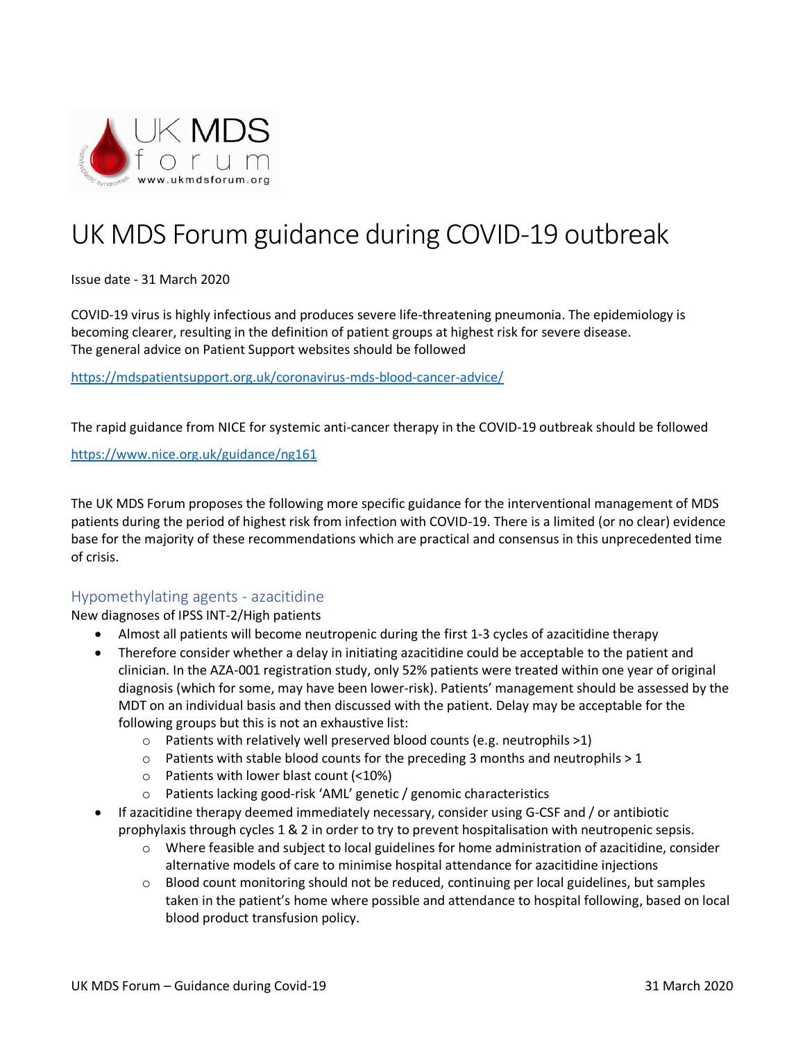# UK MDS Forum guidance during COVID-19 outbreak

Issue date - 31 March 2020

COVID-19 virus is highly infectious and produces severe life-threatening pneumonia. The epidemiology is becoming clearer, resulting in the definition of patient groups at highest risk for severe disease.
The general advice on Patient Support websites should be followed

https://mdspatientsupport.org.uk/coronavirus-mds-blood-cancer-advice/

The rapid guidance from NICE for systemic anti-cancer therapy in the COVID-19 outbreak should be followed

https://www.nice.org.uk/guidance/ng161

The UK MDS Forum proposes the following more specific guidance for the interventional management of MDS patients during the period of highest risk from infection with COVID-19. There is a limited (or no clear) evidence base for the majority of these recommendations which are practical and consensus in this unprecedented time of crisis.

## Hypomethylating agents - azacitidine

New diagnoses of IPSS INT-2/High patients

- Almost all patients will become neutropenic during the first 1-3 cycles of azacitidine therapy
- Therefore consider whether a delay in initiating azacitidine could be acceptable to the patient and clinician. In the AZA-001 registration study, only 52% patients were treated within one year of original diagnosis (which for some, may have been lower-risk). Patients' management should be assessed by the MDT on an individual basis and then discussed with the patient. Delay may be acceptable for the following groups but this is not an exhaustive list:
  - Patients with relatively well preserved blood counts (e.g. neutrophils >1)
  - Patients with stable blood counts for the preceding 3 months and neutrophils > 1
  - Patients with lower blast count (<10%)
  - Patients lacking good-risk 'AML' genetic / genomic characteristics
- If azacitidine therapy deemed immediately necessary, consider using G-CSF and / or antibiotic prophylaxis through cycles 1 & 2 in order to try to prevent hospitalisation with neutropenic sepsis.
  - Where feasible and subject to local guidelines for home administration of azacitidine, consider alternative models of care to minimise hospital attendance for azacitidine injections
  - Blood count monitoring should not be reduced, continuing per local guidelines, but samples taken in the patient's home where possible and attendance to hospital following, based on local blood product transfusion policy.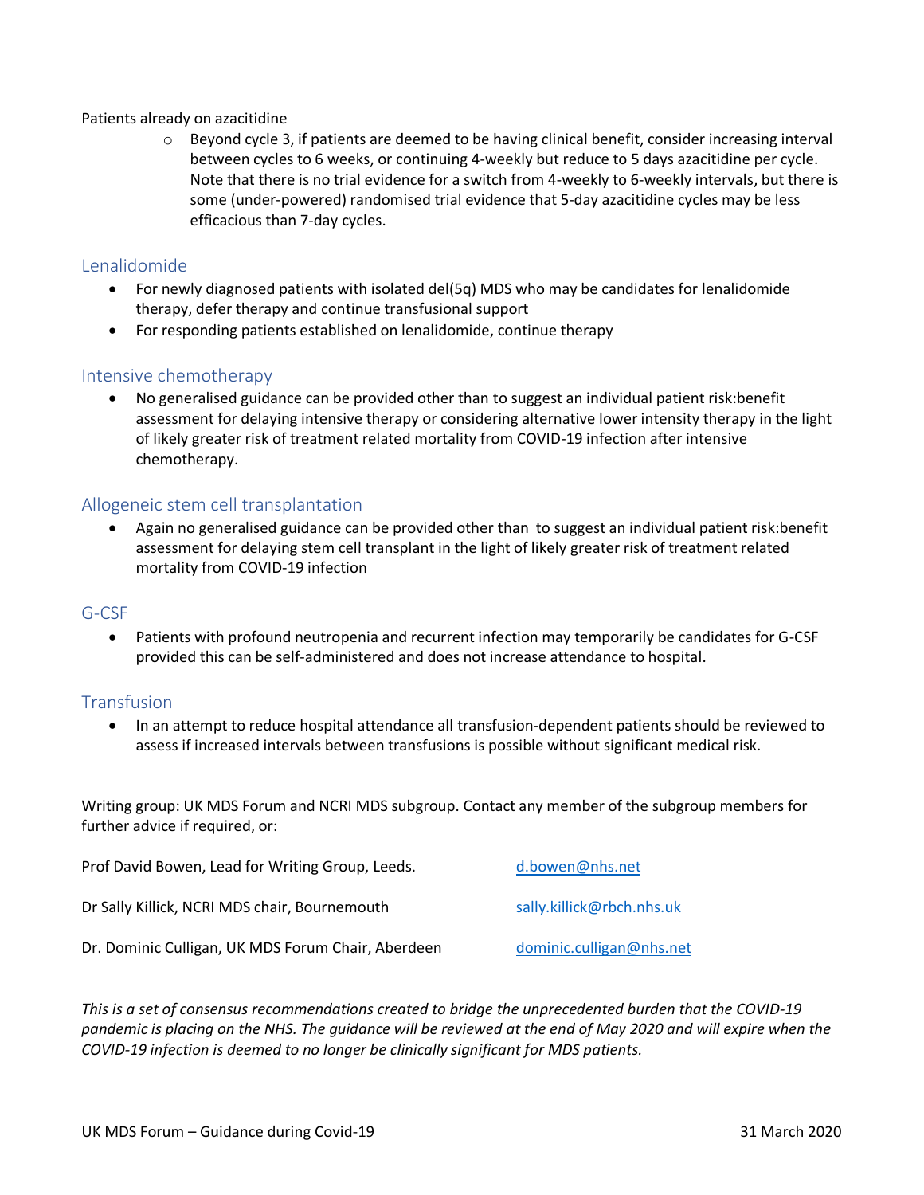Patients already on azacitidine

- Beyond cycle 3, if patients are deemed to be having clinical benefit, consider increasing interval between cycles to 6 weeks, or continuing 4-weekly but reduce to 5 days azacitidine per cycle. Note that there is no trial evidence for a switch from 4-weekly to 6-weekly intervals, but there is some (under-powered) randomised trial evidence that 5-day azacitidine cycles may be less efficacious than 7-day cycles.

## Lenalidomide

- For newly diagnosed patients with isolated del(5q) MDS who may be candidates for lenalidomide therapy, defer therapy and continue transfusional support
- For responding patients established on lenalidomide, continue therapy

## Intensive chemotherapy

- No generalised guidance can be provided other than to suggest an individual patient risk:benefit assessment for delaying intensive therapy or considering alternative lower intensity therapy in the light of likely greater risk of treatment related mortality from COVID-19 infection after intensive chemotherapy.

## Allogeneic stem cell transplantation

- Again no generalised guidance can be provided other than to suggest an individual patient risk:benefit assessment for delaying stem cell transplant in the light of likely greater risk of treatment related mortality from COVID-19 infection

## G-CSF

- Patients with profound neutropenia and recurrent infection may temporarily be candidates for G-CSF provided this can be self-administered and does not increase attendance to hospital.

## Transfusion

- In an attempt to reduce hospital attendance all transfusion-dependent patients should be reviewed to assess if increased intervals between transfusions is possible without significant medical risk.

Writing group: UK MDS Forum and NCRI MDS subgroup. Contact any member of the subgroup members for further advice if required, or:

| | |
|---|---|
| Prof David Bowen, Lead for Writing Group, Leeds. | d.bowen@nhs.net |
| Dr Sally Killick, NCRI MDS chair, Bournemouth | sally.killick@rbch.nhs.uk |
| Dr. Dominic Culligan, UK MDS Forum Chair, Aberdeen | dominic.culligan@nhs.net |

*This is a set of consensus recommendations created to bridge the unprecedented burden that the COVID-19 pandemic is placing on the NHS. The guidance will be reviewed at the end of May 2020 and will expire when the COVID-19 infection is deemed to no longer be clinically significant for MDS patients.*